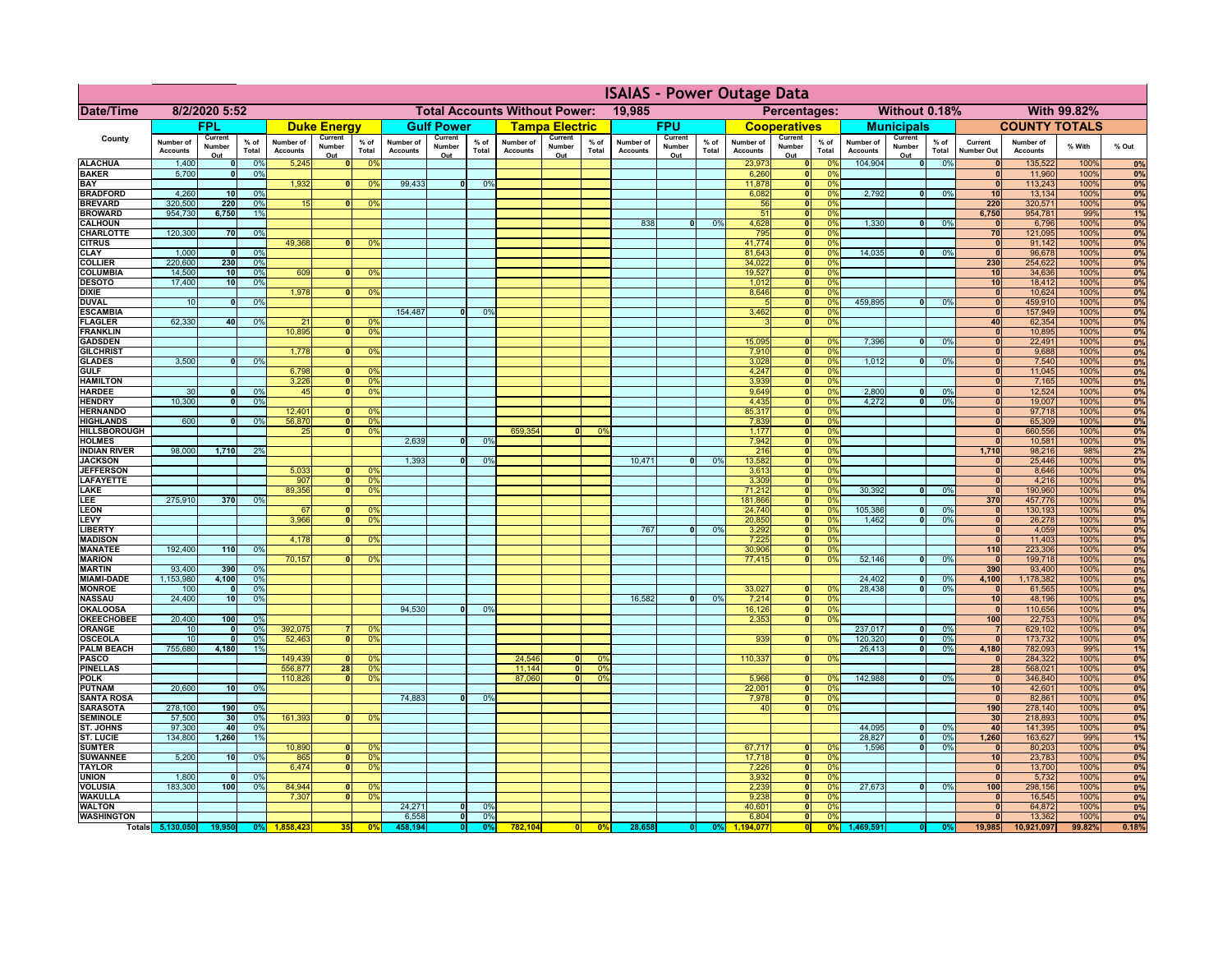# ISAIAS - Power Outage Data

**Date/Time:** 8/2/2020 5:52 | **Total Accounts Without Power:** 19,985 | **Percentages:** Without 0.18% | With 99.82%

| County | FPL | | | Duke Energy | | | Gulf Power | | | Tampa Electric | | | FPU | | | Cooperatives | | | Municipals | | | COUNTY TOTALS | | | |
|---|---|---|---|---|---|---|---|---|---|---|---|---|---|---|---|---|---|---|---|---|---|---|---|---|---|
| | Number of Accounts | Current Number Out | % of Total | Number of Accounts | Current Number Out | % of Total | Number of Accounts | Current Number Out | % of Total | Number of Accounts | Current Number Out | % of Total | Number of Accounts | Current Number Out | % of Total | Number of Accounts | Current Number Out | % of Total | Number of Accounts | Current Number Out | % of Total | Current Number Out | Number of Accounts | % With | % Out |
| ALACHUA | 1,400 | 0 | 0% | 5,245 | 0 | 0% | | | | | | | | | | 23,973 | 0 | 0% | 104,904 | 0 | 0% | 0 | 135,522 | 100% | 0% |
| BAKER | 5,700 | 0 | 0% | | | | | | | | | | | | | 6,260 | 0 | 0% | | | | 0 | 11,960 | 100% | 0% |
| BAY | | | | 1,932 | 0 | 0% | 99,433 | 0 | 0% | | | | | | | 11,878 | 0 | 0% | | | | 0 | 113,243 | 100% | 0% |
| BRADFORD | 4,260 | 10 | 0% | | | | | | | | | | | | | 6,082 | 0 | 0% | 2,792 | 0 | 0% | 10 | 13,134 | 100% | 0% |
| BREVARD | 320,500 | 220 | 0% | 15 | 0 | 0% | | | | | | | | | | 56 | 0 | 0% | | | | 220 | 320,571 | 100% | 0% |
| BROWARD | 954,730 | 6,750 | 1% | | | | | | | | | | | | | 51 | 0 | 0% | | | | 6,750 | 954,781 | 99% | 1% |
| CALHOUN | | | | | | | | | | | | | 838 | 0 | 0% | 4,628 | 0 | 0% | 1,330 | 0 | 0% | 0 | 6,796 | 100% | 0% |
| CHARLOTTE | 120,300 | 70 | 0% | | | | | | | | | | | | | 795 | 0 | 0% | | | | 70 | 121,095 | 100% | 0% |
| CITRUS | | | | 49,368 | 0 | 0% | | | | | | | | | | 41,774 | 0 | 0% | | | | 0 | 91,142 | 100% | 0% |
| CLAY | 1,000 | 0 | 0% | | | | | | | | | | | | | 81,643 | 0 | 0% | 14,035 | 0 | 0% | 0 | 96,678 | 100% | 0% |
| COLLIER | 220,600 | 230 | 0% | | | | | | | | | | | | | 34,022 | 0 | 0% | | | | 230 | 254,622 | 100% | 0% |
| COLUMBIA | 14,500 | 10 | 0% | 609 | 0 | 0% | | | | | | | | | | 19,527 | 0 | 0% | | | | 10 | 34,636 | 100% | 0% |
| DESOTO | 17,400 | 10 | 0% | | | | | | | | | | | | | 1,012 | 0 | 0% | | | | 10 | 18,412 | 100% | 0% |
| DIXIE | | | | 1,978 | 0 | 0% | | | | | | | | | | 8,646 | 0 | 0% | | | | 0 | 10,624 | 100% | 0% |
| DUVAL | 10 | 0 | 0% | | | | | | | | | | | | | 5 | 0 | 0% | 459,895 | 0 | 0% | 0 | 459,910 | 100% | 0% |
| ESCAMBIA | | | | | | | 154,487 | 0 | 0% | | | | | | | 3,462 | 0 | 0% | | | | 0 | 157,949 | 100% | 0% |
| FLAGLER | 62,330 | 40 | 0% | 21 | 0 | 0% | | | | | | | | | | 3 | 0 | 0% | | | | 40 | 62,354 | 100% | 0% |
| FRANKLIN | | | | 10,895 | 0 | 0% | | | | | | | | | | | | | | | | 0 | 10,895 | 100% | 0% |
| GADSDEN | | | | | | | | | | | | | | | | 15,095 | 0 | 0% | 7,396 | 0 | 0% | 0 | 22,491 | 100% | 0% |
| GILCHRIST | | | | 1,778 | 0 | 0% | | | | | | | | | | 7,910 | 0 | 0% | | | | 0 | 9,688 | 100% | 0% |
| GLADES | 3,500 | 0 | 0% | | | | | | | | | | | | | 3,028 | 0 | 0% | 1,012 | 0 | 0% | 0 | 7,540 | 100% | 0% |
| GULF | | | | 6,798 | 0 | 0% | | | | | | | | | | 4,247 | 0 | 0% | | | | 0 | 11,045 | 100% | 0% |
| HAMILTON | | | | 3,226 | 0 | 0% | | | | | | | | | | 3,939 | 0 | 0% | | | | 0 | 7,165 | 100% | 0% |
| HARDEE | 30 | 0 | 0% | 45 | 0 | 0% | | | | | | | | | | 9,649 | 0 | 0% | 2,800 | 0 | 0% | 0 | 12,524 | 100% | 0% |
| HENDRY | 10,300 | 0 | 0% | | | | | | | | | | | | | 4,435 | 0 | 0% | 4,272 | 0 | 0% | 0 | 19,007 | 100% | 0% |
| HERNANDO | | | | 12,401 | 0 | 0% | | | | | | | | | | 85,317 | 0 | 0% | | | | 0 | 97,718 | 100% | 0% |
| HIGHLANDS | 600 | 0 | 0% | 56,870 | 0 | 0% | | | | | | | | | | 7,839 | 0 | 0% | | | | 0 | 65,309 | 100% | 0% |
| HILLSBOROUGH | | | | 25 | 0 | 0% | | | | 659,354 | 0 | 0% | | | | 1,177 | 0 | 0% | | | | 0 | 660,556 | 100% | 0% |
| HOLMES | | | | | | | 2,639 | 0 | 0% | | | | | | | 7,942 | 0 | 0% | | | | 0 | 10,581 | 100% | 0% |
| INDIAN RIVER | 98,000 | 1,710 | 2% | | | | | | | | | | | | | 216 | 0 | 0% | | | | 1,710 | 98,216 | 98% | 2% |
| JACKSON | | | | | | | 1,393 | 0 | 0% | | | | 10,471 | 0 | 0% | 13,582 | 0 | 0% | | | | 0 | 25,446 | 100% | 0% |
| JEFFERSON | | | | 5,033 | 0 | 0% | | | | | | | | | | 3,613 | 0 | 0% | | | | 0 | 8,646 | 100% | 0% |
| LAFAYETTE | | | | 907 | 0 | 0% | | | | | | | | | | 3,309 | 0 | 0% | | | | 0 | 4,216 | 100% | 0% |
| LAKE | | | | 89,356 | 0 | 0% | | | | | | | | | | 71,212 | 0 | 0% | 30,392 | 0 | 0% | 0 | 190,960 | 100% | 0% |
| LEE | 275,910 | 370 | 0% | | | | | | | | | | | | | 181,866 | 0 | 0% | | | | 370 | 457,776 | 100% | 0% |
| LEON | | | | 67 | 0 | 0% | | | | | | | | | | 24,740 | 0 | 0% | 105,386 | 0 | 0% | 0 | 130,193 | 100% | 0% |
| LEVY | | | | 3,966 | 0 | 0% | | | | | | | | | | 20,850 | 0 | 0% | 1,462 | 0 | 0% | 0 | 26,278 | 100% | 0% |
| LIBERTY | | | | | | | | | | | | | 767 | 0 | 0% | 3,292 | 0 | 0% | | | | 0 | 4,059 | 100% | 0% |
| MADISON | | | | 4,178 | 0 | 0% | | | | | | | | | | 7,225 | 0 | 0% | | | | 0 | 11,403 | 100% | 0% |
| MANATEE | 192,400 | 110 | 0% | | | | | | | | | | | | | 30,906 | 0 | 0% | | | | 110 | 223,306 | 100% | 0% |
| MARION | | | | 70,157 | 0 | 0% | | | | | | | | | | 77,415 | 0 | 0% | 52,146 | 0 | 0% | 0 | 199,718 | 100% | 0% |
| MARTIN | 93,400 | 390 | 0% | | | | | | | | | | | | | | | | | | | 390 | 93,400 | 100% | 0% |
| MIAMI-DADE | 1,153,980 | 4,100 | 0% | | | | | | | | | | | | | | | | 24,402 | 0 | 0% | 4,100 | 1,178,382 | 100% | 0% |
| MONROE | 100 | 0 | 0% | | | | | | | | | | | | | 33,027 | 0 | 0% | 28,438 | 0 | 0% | 0 | 61,565 | 100% | 0% |
| NASSAU | 24,400 | 10 | 0% | | | | | | | | | | 16,582 | 0 | 0% | 7,214 | 0 | 0% | | | | 10 | 48,196 | 100% | 0% |
| OKALOOSA | | | | | | | 94,530 | 0 | 0% | | | | | | | 16,126 | 0 | 0% | | | | 0 | 110,656 | 100% | 0% |
| OKEECHOBEE | 20,400 | 100 | 0% | | | | | | | | | | | | | 2,353 | 0 | 0% | | | | 100 | 22,753 | 100% | 0% |
| ORANGE | 10 | 0 | 0% | 392,075 | 7 | 0% | | | | | | | | | | | | | 237,017 | 0 | 0% | 7 | 629,102 | 100% | 0% |
| OSCEOLA | 10 | 0 | 0% | 52,463 | 0 | 0% | | | | | | | | | | 939 | 0 | 0% | 120,320 | 0 | 0% | 0 | 173,732 | 100% | 0% |
| PALM BEACH | 755,680 | 4,180 | 1% | | | | | | | | | | | | | | | | 26,413 | 0 | 0% | 4,180 | 782,093 | 99% | 1% |
| PASCO | | | | 149,439 | 0 | 0% | | | | 24,546 | 0 | 0% | | | | 110,337 | 0 | 0% | | | | 0 | 284,322 | 100% | 0% |
| PINELLAS | | | | 556,877 | 28 | 0% | | | | 11,144 | 0 | 0% | | | | | | | | | | 28 | 568,021 | 100% | 0% |
| POLK | | | | 110,826 | 0 | 0% | | | | 87,060 | 0 | 0% | | | | 5,966 | 0 | 0% | 142,988 | 0 | 0% | 0 | 346,840 | 100% | 0% |
| PUTNAM | 20,600 | 10 | 0% | | | | | | | | | | | | | 22,001 | 0 | 0% | | | | 10 | 42,601 | 100% | 0% |
| SANTA ROSA | | | | | | | 74,883 | 0 | 0% | | | | | | | 7,978 | 0 | 0% | | | | 0 | 82,861 | 100% | 0% |
| SARASOTA | 278,100 | 190 | 0% | | | | | | | | | | | | | 40 | 0 | 0% | | | | 190 | 278,140 | 100% | 0% |
| SEMINOLE | 57,500 | 30 | 0% | 161,393 | 0 | 0% | | | | | | | | | | | | | | | | 30 | 218,893 | 100% | 0% |
| ST. JOHNS | 97,300 | 40 | 0% | | | | | | | | | | | | | | | | 44,095 | 0 | 0% | 40 | 141,395 | 100% | 0% |
| ST. LUCIE | 134,800 | 1,260 | 1% | | | | | | | | | | | | | | | | 28,827 | 0 | 0% | 1,260 | 163,627 | 99% | 1% |
| SUMTER | | | | 10,890 | 0 | 0% | | | | | | | | | | 67,717 | 0 | 0% | 1,596 | 0 | 0% | 0 | 80,203 | 100% | 0% |
| SUWANNEE | 5,200 | 10 | 0% | 865 | 0 | 0% | | | | | | | | | | 17,718 | 0 | 0% | | | | 10 | 23,783 | 100% | 0% |
| TAYLOR | | | | 6,474 | 0 | 0% | | | | | | | | | | 7,226 | 0 | 0% | | | | 0 | 13,700 | 100% | 0% |
| UNION | 1,800 | 0 | 0% | | | | | | | | | | | | | 3,932 | 0 | 0% | | | | 0 | 5,732 | 100% | 0% |
| VOLUSIA | 183,300 | 100 | 0% | 84,944 | 0 | 0% | | | | | | | | | | 2,239 | 0 | 0% | 27,673 | 0 | 0% | 100 | 298,156 | 100% | 0% |
| WAKULLA | | | | 7,307 | 0 | 0% | | | | | | | | | | 9,238 | 0 | 0% | | | | 0 | 16,545 | 100% | 0% |
| WALTON | | | | | | | 24,271 | 0 | 0% | | | | | | | 40,601 | 0 | 0% | | | | 0 | 64,872 | 100% | 0% |
| WASHINGTON | | | | | | | 6,558 | 0 | 0% | | | | | | | 6,804 | 0 | 0% | | | | 0 | 13,362 | 100% | 0% |
| Totals | 5,130,050 | 19,950 | 0% | 1,858,423 | 35 | 0% | 458,194 | 0 | 0% | 782,104 | 0 | 0% | 28,658 | 0 | 0% | 1,194,077 | 0 | 0% | 1,469,591 | 0 | 0% | 19,985 | 10,921,097 | 99.82% | 0.18% |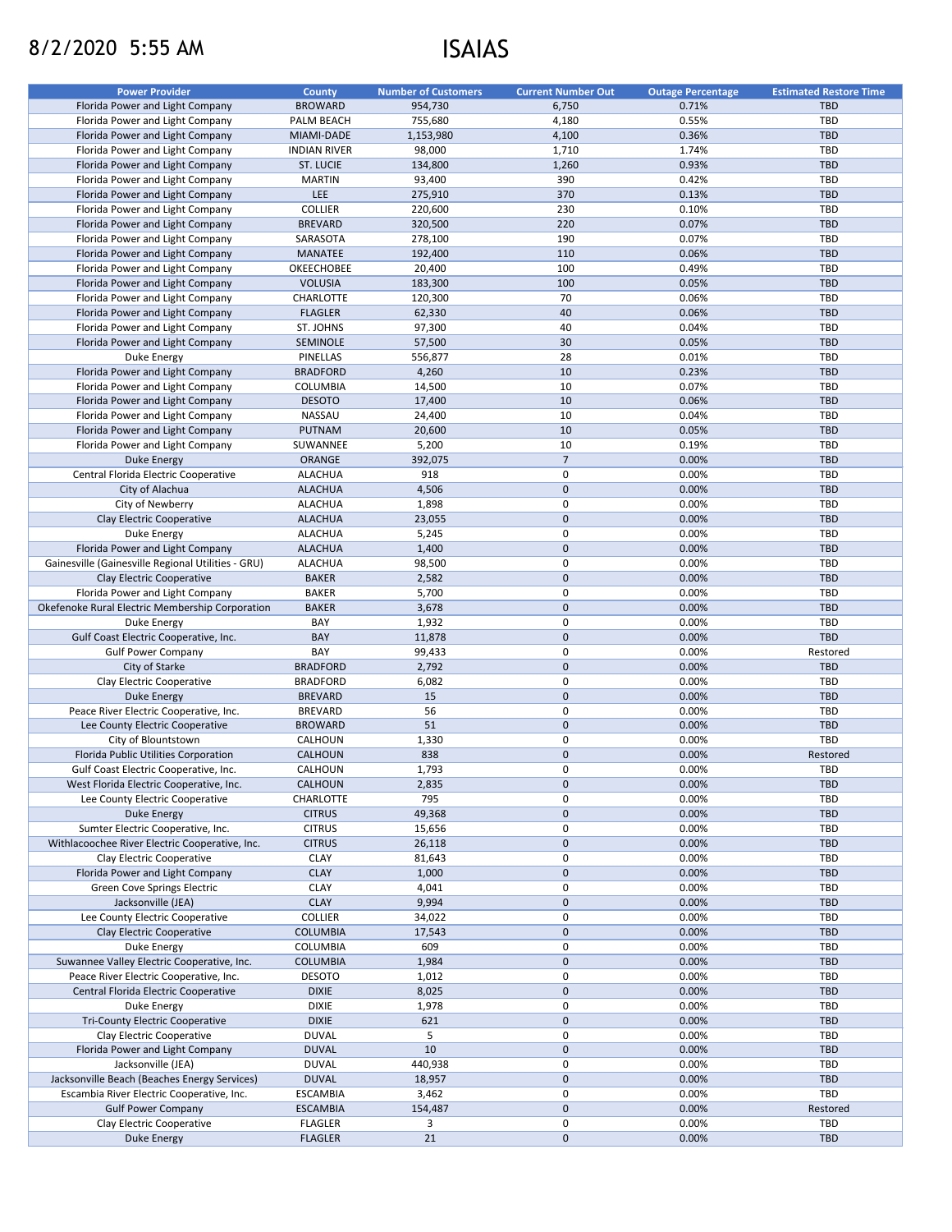8/2/2020 5:55 AM

# ISAIAS

| Power Provider | County | Number of Customers | Current Number Out | Outage Percentage | Estimated Restore Time |
|---|---|---|---|---|---|
| Florida Power and Light Company | BROWARD | 954,730 | 6,750 | 0.71% | TBD |
| Florida Power and Light Company | PALM BEACH | 755,680 | 4,180 | 0.55% | TBD |
| Florida Power and Light Company | MIAMI-DADE | 1,153,980 | 4,100 | 0.36% | TBD |
| Florida Power and Light Company | INDIAN RIVER | 98,000 | 1,710 | 1.74% | TBD |
| Florida Power and Light Company | ST. LUCIE | 134,800 | 1,260 | 0.93% | TBD |
| Florida Power and Light Company | MARTIN | 93,400 | 390 | 0.42% | TBD |
| Florida Power and Light Company | LEE | 275,910 | 370 | 0.13% | TBD |
| Florida Power and Light Company | COLLIER | 220,600 | 230 | 0.10% | TBD |
| Florida Power and Light Company | BREVARD | 320,500 | 220 | 0.07% | TBD |
| Florida Power and Light Company | SARASOTA | 278,100 | 190 | 0.07% | TBD |
| Florida Power and Light Company | MANATEE | 192,400 | 110 | 0.06% | TBD |
| Florida Power and Light Company | OKEECHOBEE | 20,400 | 100 | 0.49% | TBD |
| Florida Power and Light Company | VOLUSIA | 183,300 | 100 | 0.05% | TBD |
| Florida Power and Light Company | CHARLOTTE | 120,300 | 70 | 0.06% | TBD |
| Florida Power and Light Company | FLAGLER | 62,330 | 40 | 0.06% | TBD |
| Florida Power and Light Company | ST. JOHNS | 97,300 | 40 | 0.04% | TBD |
| Florida Power and Light Company | SEMINOLE | 57,500 | 30 | 0.05% | TBD |
| Duke Energy | PINELLAS | 556,877 | 28 | 0.01% | TBD |
| Florida Power and Light Company | BRADFORD | 4,260 | 10 | 0.23% | TBD |
| Florida Power and Light Company | COLUMBIA | 14,500 | 10 | 0.07% | TBD |
| Florida Power and Light Company | DESOTO | 17,400 | 10 | 0.06% | TBD |
| Florida Power and Light Company | NASSAU | 24,400 | 10 | 0.04% | TBD |
| Florida Power and Light Company | PUTNAM | 20,600 | 10 | 0.05% | TBD |
| Florida Power and Light Company | SUWANNEE | 5,200 | 10 | 0.19% | TBD |
| Duke Energy | ORANGE | 392,075 | 7 | 0.00% | TBD |
| Central Florida Electric Cooperative | ALACHUA | 918 | 0 | 0.00% | TBD |
| City of Alachua | ALACHUA | 4,506 | 0 | 0.00% | TBD |
| City of Newberry | ALACHUA | 1,898 | 0 | 0.00% | TBD |
| Clay Electric Cooperative | ALACHUA | 23,055 | 0 | 0.00% | TBD |
| Duke Energy | ALACHUA | 5,245 | 0 | 0.00% | TBD |
| Florida Power and Light Company | ALACHUA | 1,400 | 0 | 0.00% | TBD |
| Gainesville (Gainesville Regional Utilities - GRU) | ALACHUA | 98,500 | 0 | 0.00% | TBD |
| Clay Electric Cooperative | BAKER | 2,582 | 0 | 0.00% | TBD |
| Florida Power and Light Company | BAKER | 5,700 | 0 | 0.00% | TBD |
| Okefenoke Rural Electric Membership Corporation | BAKER | 3,678 | 0 | 0.00% | TBD |
| Duke Energy | BAY | 1,932 | 0 | 0.00% | TBD |
| Gulf Coast Electric Cooperative, Inc. | BAY | 11,878 | 0 | 0.00% | TBD |
| Gulf Power Company | BAY | 99,433 | 0 | 0.00% | Restored |
| City of Starke | BRADFORD | 2,792 | 0 | 0.00% | TBD |
| Clay Electric Cooperative | BRADFORD | 6,082 | 0 | 0.00% | TBD |
| Duke Energy | BREVARD | 15 | 0 | 0.00% | TBD |
| Peace River Electric Cooperative, Inc. | BREVARD | 56 | 0 | 0.00% | TBD |
| Lee County Electric Cooperative | BROWARD | 51 | 0 | 0.00% | TBD |
| City of Blountstown | CALHOUN | 1,330 | 0 | 0.00% | TBD |
| Florida Public Utilities Corporation | CALHOUN | 838 | 0 | 0.00% | Restored |
| Gulf Coast Electric Cooperative, Inc. | CALHOUN | 1,793 | 0 | 0.00% | TBD |
| West Florida Electric Cooperative, Inc. | CALHOUN | 2,835 | 0 | 0.00% | TBD |
| Lee County Electric Cooperative | CHARLOTTE | 795 | 0 | 0.00% | TBD |
| Duke Energy | CITRUS | 49,368 | 0 | 0.00% | TBD |
| Sumter Electric Cooperative, Inc. | CITRUS | 15,656 | 0 | 0.00% | TBD |
| Withlacoochee River Electric Cooperative, Inc. | CITRUS | 26,118 | 0 | 0.00% | TBD |
| Clay Electric Cooperative | CLAY | 81,643 | 0 | 0.00% | TBD |
| Florida Power and Light Company | CLAY | 1,000 | 0 | 0.00% | TBD |
| Green Cove Springs Electric | CLAY | 4,041 | 0 | 0.00% | TBD |
| Jacksonville (JEA) | CLAY | 9,994 | 0 | 0.00% | TBD |
| Lee County Electric Cooperative | COLLIER | 34,022 | 0 | 0.00% | TBD |
| Clay Electric Cooperative | COLUMBIA | 17,543 | 0 | 0.00% | TBD |
| Duke Energy | COLUMBIA | 609 | 0 | 0.00% | TBD |
| Suwannee Valley Electric Cooperative, Inc. | COLUMBIA | 1,984 | 0 | 0.00% | TBD |
| Peace River Electric Cooperative, Inc. | DESOTO | 1,012 | 0 | 0.00% | TBD |
| Central Florida Electric Cooperative | DIXIE | 8,025 | 0 | 0.00% | TBD |
| Duke Energy | DIXIE | 1,978 | 0 | 0.00% | TBD |
| Tri-County Electric Cooperative | DIXIE | 621 | 0 | 0.00% | TBD |
| Clay Electric Cooperative | DUVAL | 5 | 0 | 0.00% | TBD |
| Florida Power and Light Company | DUVAL | 10 | 0 | 0.00% | TBD |
| Jacksonville (JEA) | DUVAL | 440,938 | 0 | 0.00% | TBD |
| Jacksonville Beach (Beaches Energy Services) | DUVAL | 18,957 | 0 | 0.00% | TBD |
| Escambia River Electric Cooperative, Inc. | ESCAMBIA | 3,462 | 0 | 0.00% | TBD |
| Gulf Power Company | ESCAMBIA | 154,487 | 0 | 0.00% | Restored |
| Clay Electric Cooperative | FLAGLER | 3 | 0 | 0.00% | TBD |
| Duke Energy | FLAGLER | 21 | 0 | 0.00% | TBD |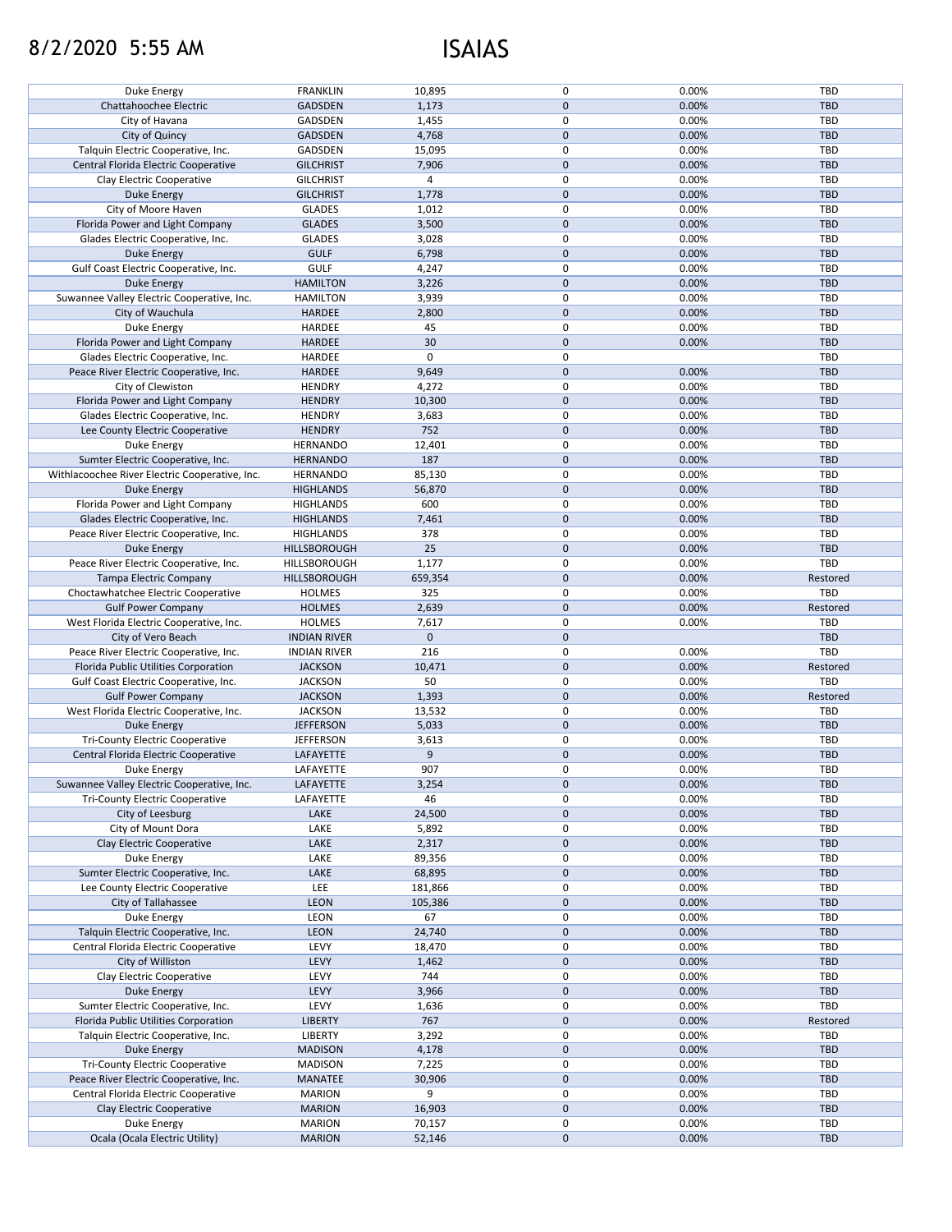# 8/2/2020 5:55 AM ISAIAS

| | | | | | |
|---|---|---|---|---|---|
| Duke Energy | FRANKLIN | 10,895 | 0 | 0.00% | TBD |
| Chattahoochee Electric | GADSDEN | 1,173 | 0 | 0.00% | TBD |
| City of Havana | GADSDEN | 1,455 | 0 | 0.00% | TBD |
| City of Quincy | GADSDEN | 4,768 | 0 | 0.00% | TBD |
| Talquin Electric Cooperative, Inc. | GADSDEN | 15,095 | 0 | 0.00% | TBD |
| Central Florida Electric Cooperative | GILCHRIST | 7,906 | 0 | 0.00% | TBD |
| Clay Electric Cooperative | GILCHRIST | 4 | 0 | 0.00% | TBD |
| Duke Energy | GILCHRIST | 1,778 | 0 | 0.00% | TBD |
| City of Moore Haven | GLADES | 1,012 | 0 | 0.00% | TBD |
| Florida Power and Light Company | GLADES | 3,500 | 0 | 0.00% | TBD |
| Glades Electric Cooperative, Inc. | GLADES | 3,028 | 0 | 0.00% | TBD |
| Duke Energy | GULF | 6,798 | 0 | 0.00% | TBD |
| Gulf Coast Electric Cooperative, Inc. | GULF | 4,247 | 0 | 0.00% | TBD |
| Duke Energy | HAMILTON | 3,226 | 0 | 0.00% | TBD |
| Suwannee Valley Electric Cooperative, Inc. | HAMILTON | 3,939 | 0 | 0.00% | TBD |
| City of Wauchula | HARDEE | 2,800 | 0 | 0.00% | TBD |
| Duke Energy | HARDEE | 45 | 0 | 0.00% | TBD |
| Florida Power and Light Company | HARDEE | 30 | 0 | 0.00% | TBD |
| Glades Electric Cooperative, Inc. | HARDEE | 0 | 0 | | TBD |
| Peace River Electric Cooperative, Inc. | HARDEE | 9,649 | 0 | 0.00% | TBD |
| City of Clewiston | HENDRY | 4,272 | 0 | 0.00% | TBD |
| Florida Power and Light Company | HENDRY | 10,300 | 0 | 0.00% | TBD |
| Glades Electric Cooperative, Inc. | HENDRY | 3,683 | 0 | 0.00% | TBD |
| Lee County Electric Cooperative | HENDRY | 752 | 0 | 0.00% | TBD |
| Duke Energy | HERNANDO | 12,401 | 0 | 0.00% | TBD |
| Sumter Electric Cooperative, Inc. | HERNANDO | 187 | 0 | 0.00% | TBD |
| Withlacoochee River Electric Cooperative, Inc. | HERNANDO | 85,130 | 0 | 0.00% | TBD |
| Duke Energy | HIGHLANDS | 56,870 | 0 | 0.00% | TBD |
| Florida Power and Light Company | HIGHLANDS | 600 | 0 | 0.00% | TBD |
| Glades Electric Cooperative, Inc. | HIGHLANDS | 7,461 | 0 | 0.00% | TBD |
| Peace River Electric Cooperative, Inc. | HIGHLANDS | 378 | 0 | 0.00% | TBD |
| Duke Energy | HILLSBOROUGH | 25 | 0 | 0.00% | TBD |
| Peace River Electric Cooperative, Inc. | HILLSBOROUGH | 1,177 | 0 | 0.00% | TBD |
| Tampa Electric Company | HILLSBOROUGH | 659,354 | 0 | 0.00% | Restored |
| Choctawhatchee Electric Cooperative | HOLMES | 325 | 0 | 0.00% | TBD |
| Gulf Power Company | HOLMES | 2,639 | 0 | 0.00% | Restored |
| West Florida Electric Cooperative, Inc. | HOLMES | 7,617 | 0 | 0.00% | TBD |
| City of Vero Beach | INDIAN RIVER | 0 | 0 | | TBD |
| Peace River Electric Cooperative, Inc. | INDIAN RIVER | 216 | 0 | 0.00% | TBD |
| Florida Public Utilities Corporation | JACKSON | 10,471 | 0 | 0.00% | Restored |
| Gulf Coast Electric Cooperative, Inc. | JACKSON | 50 | 0 | 0.00% | TBD |
| Gulf Power Company | JACKSON | 1,393 | 0 | 0.00% | Restored |
| West Florida Electric Cooperative, Inc. | JACKSON | 13,532 | 0 | 0.00% | TBD |
| Duke Energy | JEFFERSON | 5,033 | 0 | 0.00% | TBD |
| Tri-County Electric Cooperative | JEFFERSON | 3,613 | 0 | 0.00% | TBD |
| Central Florida Electric Cooperative | LAFAYETTE | 9 | 0 | 0.00% | TBD |
| Duke Energy | LAFAYETTE | 907 | 0 | 0.00% | TBD |
| Suwannee Valley Electric Cooperative, Inc. | LAFAYETTE | 3,254 | 0 | 0.00% | TBD |
| Tri-County Electric Cooperative | LAFAYETTE | 46 | 0 | 0.00% | TBD |
| City of Leesburg | LAKE | 24,500 | 0 | 0.00% | TBD |
| City of Mount Dora | LAKE | 5,892 | 0 | 0.00% | TBD |
| Clay Electric Cooperative | LAKE | 2,317 | 0 | 0.00% | TBD |
| Duke Energy | LAKE | 89,356 | 0 | 0.00% | TBD |
| Sumter Electric Cooperative, Inc. | LAKE | 68,895 | 0 | 0.00% | TBD |
| Lee County Electric Cooperative | LEE | 181,866 | 0 | 0.00% | TBD |
| City of Tallahassee | LEON | 105,386 | 0 | 0.00% | TBD |
| Duke Energy | LEON | 67 | 0 | 0.00% | TBD |
| Talquin Electric Cooperative, Inc. | LEON | 24,740 | 0 | 0.00% | TBD |
| Central Florida Electric Cooperative | LEVY | 18,470 | 0 | 0.00% | TBD |
| City of Williston | LEVY | 1,462 | 0 | 0.00% | TBD |
| Clay Electric Cooperative | LEVY | 744 | 0 | 0.00% | TBD |
| Duke Energy | LEVY | 3,966 | 0 | 0.00% | TBD |
| Sumter Electric Cooperative, Inc. | LEVY | 1,636 | 0 | 0.00% | TBD |
| Florida Public Utilities Corporation | LIBERTY | 767 | 0 | 0.00% | Restored |
| Talquin Electric Cooperative, Inc. | LIBERTY | 3,292 | 0 | 0.00% | TBD |
| Duke Energy | MADISON | 4,178 | 0 | 0.00% | TBD |
| Tri-County Electric Cooperative | MADISON | 7,225 | 0 | 0.00% | TBD |
| Peace River Electric Cooperative, Inc. | MANATEE | 30,906 | 0 | 0.00% | TBD |
| Central Florida Electric Cooperative | MARION | 9 | 0 | 0.00% | TBD |
| Clay Electric Cooperative | MARION | 16,903 | 0 | 0.00% | TBD |
| Duke Energy | MARION | 70,157 | 0 | 0.00% | TBD |
| Ocala (Ocala Electric Utility) | MARION | 52,146 | 0 | 0.00% | TBD |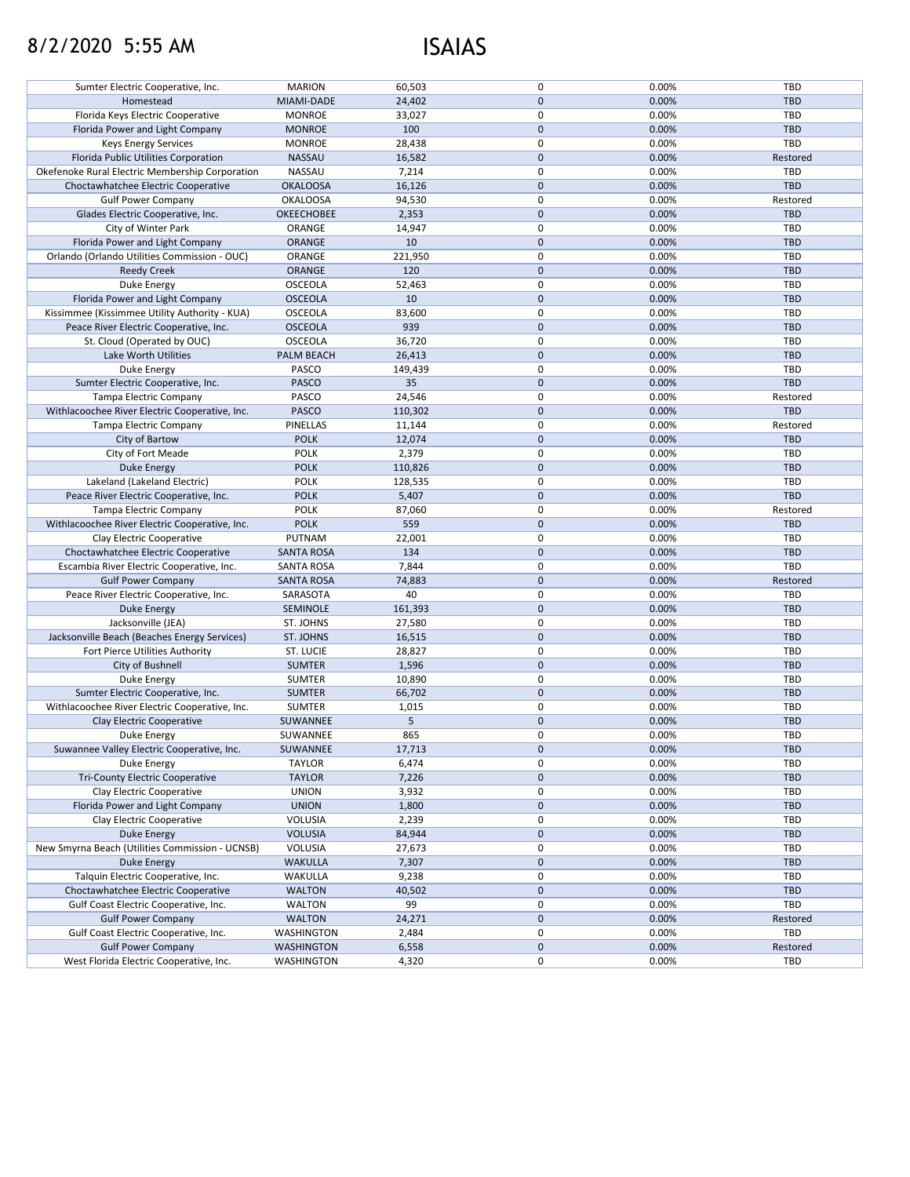# 8/2/2020 5:55 AM ISAIAS

| | | | | | |
|---|---|---|---|---|---|
| Sumter Electric Cooperative, Inc. | MARION | 60,503 | 0 | 0.00% | TBD |
| Homestead | MIAMI-DADE | 24,402 | 0 | 0.00% | TBD |
| Florida Keys Electric Cooperative | MONROE | 33,027 | 0 | 0.00% | TBD |
| Florida Power and Light Company | MONROE | 100 | 0 | 0.00% | TBD |
| Keys Energy Services | MONROE | 28,438 | 0 | 0.00% | TBD |
| Florida Public Utilities Corporation | NASSAU | 16,582 | 0 | 0.00% | Restored |
| Okefenoke Rural Electric Membership Corporation | NASSAU | 7,214 | 0 | 0.00% | TBD |
| Choctawhatchee Electric Cooperative | OKALOOSA | 16,126 | 0 | 0.00% | TBD |
| Gulf Power Company | OKALOOSA | 94,530 | 0 | 0.00% | Restored |
| Glades Electric Cooperative, Inc. | OKEECHOBEE | 2,353 | 0 | 0.00% | TBD |
| City of Winter Park | ORANGE | 14,947 | 0 | 0.00% | TBD |
| Florida Power and Light Company | ORANGE | 10 | 0 | 0.00% | TBD |
| Orlando (Orlando Utilities Commission - OUC) | ORANGE | 221,950 | 0 | 0.00% | TBD |
| Reedy Creek | ORANGE | 120 | 0 | 0.00% | TBD |
| Duke Energy | OSCEOLA | 52,463 | 0 | 0.00% | TBD |
| Florida Power and Light Company | OSCEOLA | 10 | 0 | 0.00% | TBD |
| Kissimmee (Kissimmee Utility Authority - KUA) | OSCEOLA | 83,600 | 0 | 0.00% | TBD |
| Peace River Electric Cooperative, Inc. | OSCEOLA | 939 | 0 | 0.00% | TBD |
| St. Cloud (Operated by OUC) | OSCEOLA | 36,720 | 0 | 0.00% | TBD |
| Lake Worth Utilities | PALM BEACH | 26,413 | 0 | 0.00% | TBD |
| Duke Energy | PASCO | 149,439 | 0 | 0.00% | TBD |
| Sumter Electric Cooperative, Inc. | PASCO | 35 | 0 | 0.00% | TBD |
| Tampa Electric Company | PASCO | 24,546 | 0 | 0.00% | Restored |
| Withlacoochee River Electric Cooperative, Inc. | PASCO | 110,302 | 0 | 0.00% | TBD |
| Tampa Electric Company | PINELLAS | 11,144 | 0 | 0.00% | Restored |
| City of Bartow | POLK | 12,074 | 0 | 0.00% | TBD |
| City of Fort Meade | POLK | 2,379 | 0 | 0.00% | TBD |
| Duke Energy | POLK | 110,826 | 0 | 0.00% | TBD |
| Lakeland (Lakeland Electric) | POLK | 128,535 | 0 | 0.00% | TBD |
| Peace River Electric Cooperative, Inc. | POLK | 5,407 | 0 | 0.00% | TBD |
| Tampa Electric Company | POLK | 87,060 | 0 | 0.00% | Restored |
| Withlacoochee River Electric Cooperative, Inc. | POLK | 559 | 0 | 0.00% | TBD |
| Clay Electric Cooperative | PUTNAM | 22,001 | 0 | 0.00% | TBD |
| Choctawhatchee Electric Cooperative | SANTA ROSA | 134 | 0 | 0.00% | TBD |
| Escambia River Electric Cooperative, Inc. | SANTA ROSA | 7,844 | 0 | 0.00% | TBD |
| Gulf Power Company | SANTA ROSA | 74,883 | 0 | 0.00% | Restored |
| Peace River Electric Cooperative, Inc. | SARASOTA | 40 | 0 | 0.00% | TBD |
| Duke Energy | SEMINOLE | 161,393 | 0 | 0.00% | TBD |
| Jacksonville (JEA) | ST. JOHNS | 27,580 | 0 | 0.00% | TBD |
| Jacksonville Beach (Beaches Energy Services) | ST. JOHNS | 16,515 | 0 | 0.00% | TBD |
| Fort Pierce Utilities Authority | ST. LUCIE | 28,827 | 0 | 0.00% | TBD |
| City of Bushnell | SUMTER | 1,596 | 0 | 0.00% | TBD |
| Duke Energy | SUMTER | 10,890 | 0 | 0.00% | TBD |
| Sumter Electric Cooperative, Inc. | SUMTER | 66,702 | 0 | 0.00% | TBD |
| Withlacoochee River Electric Cooperative, Inc. | SUMTER | 1,015 | 0 | 0.00% | TBD |
| Clay Electric Cooperative | SUWANNEE | 5 | 0 | 0.00% | TBD |
| Duke Energy | SUWANNEE | 865 | 0 | 0.00% | TBD |
| Suwannee Valley Electric Cooperative, Inc. | SUWANNEE | 17,713 | 0 | 0.00% | TBD |
| Duke Energy | TAYLOR | 6,474 | 0 | 0.00% | TBD |
| Tri-County Electric Cooperative | TAYLOR | 7,226 | 0 | 0.00% | TBD |
| Clay Electric Cooperative | UNION | 3,932 | 0 | 0.00% | TBD |
| Florida Power and Light Company | UNION | 1,800 | 0 | 0.00% | TBD |
| Clay Electric Cooperative | VOLUSIA | 2,239 | 0 | 0.00% | TBD |
| Duke Energy | VOLUSIA | 84,944 | 0 | 0.00% | TBD |
| New Smyrna Beach (Utilities Commission - UCNSB) | VOLUSIA | 27,673 | 0 | 0.00% | TBD |
| Duke Energy | WAKULLA | 7,307 | 0 | 0.00% | TBD |
| Talquin Electric Cooperative, Inc. | WAKULLA | 9,238 | 0 | 0.00% | TBD |
| Choctawhatchee Electric Cooperative | WALTON | 40,502 | 0 | 0.00% | TBD |
| Gulf Coast Electric Cooperative, Inc. | WALTON | 99 | 0 | 0.00% | TBD |
| Gulf Power Company | WALTON | 24,271 | 0 | 0.00% | Restored |
| Gulf Coast Electric Cooperative, Inc. | WASHINGTON | 2,484 | 0 | 0.00% | TBD |
| Gulf Power Company | WASHINGTON | 6,558 | 0 | 0.00% | Restored |
| West Florida Electric Cooperative, Inc. | WASHINGTON | 4,320 | 0 | 0.00% | TBD |